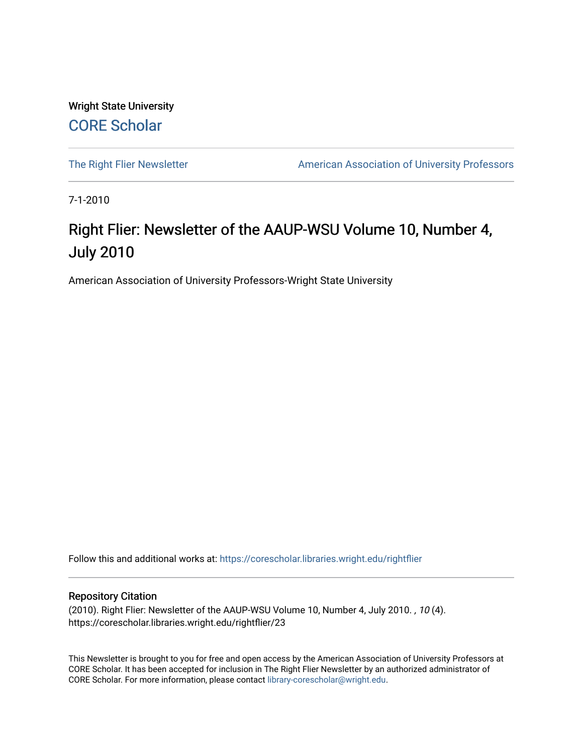Wright State University

CORE Scholar

The Right Flier Newsletter | American Association of University Professors

7-1-2010

# Right Flier: Newsletter of the AAUP-WSU Volume 10, Number 4, July 2010

American Association of University Professors-Wright State University

Follow this and additional works at: https://corescholar.libraries.wright.edu/rightflier

## Repository Citation

(2010). Right Flier: Newsletter of the AAUP-WSU Volume 10, Number 4, July 2010. , *10* (4). https://corescholar.libraries.wright.edu/rightflier/23

This Newsletter is brought to you for free and open access by the American Association of University Professors at CORE Scholar. It has been accepted for inclusion in The Right Flier Newsletter by an authorized administrator of CORE Scholar. For more information, please contact library-corescholar@wright.edu.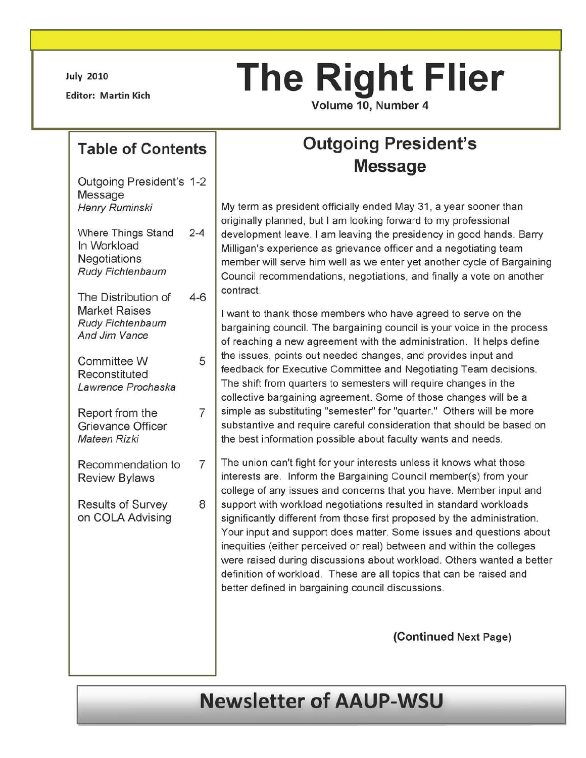# The Right Flier

July 2010

Editor: Martin Kich

Volume 10, Number 4

## Table of Contents

| | |
|---|---|
| Outgoing President's Message *Henry Ruminski* | 1-2 |
| Where Things Stand In Workload Negotiations *Rudy Fichtenbaum* | 2-4 |
| The Distribution of Market Raises *Rudy Fichtenbaum And Jim Vance* | 4-6 |
| Committee W Reconstituted *Lawrence Prochaska* | 5 |
| Report from the Grievance Officer *Mateen Rizki* | 7 |
| Recommendation to Review Bylaws | 7 |
| Results of Survey on COLA Advising | 8 |

## Outgoing President's Message

My term as president officially ended May 31, a year sooner than originally planned, but I am looking forward to my professional development leave. I am leaving the presidency in good hands. Barry Milligan's experience as grievance officer and a negotiating team member will serve him well as we enter yet another cycle of Bargaining Council recommendations, negotiations, and finally a vote on another contract.

I want to thank those members who have agreed to serve on the bargaining council. The bargaining council is your voice in the process of reaching a new agreement with the administration. It helps define the issues, points out needed changes, and provides input and feedback for Executive Committee and Negotiating Team decisions. The shift from quarters to semesters will require changes in the collective bargaining agreement. Some of those changes will be a simple as substituting "semester" for "quarter." Others will be more substantive and require careful consideration that should be based on the best information possible about faculty wants and needs.

The union can't fight for your interests unless it knows what those interests are. Inform the Bargaining Council member(s) from your college of any issues and concerns that you have. Member input and support with workload negotiations resulted in standard workloads significantly different from those first proposed by the administration. Your input and support does matter. Some issues and questions about inequities (either perceived or real) between and within the colleges were raised during discussions about workload. Others wanted a better definition of workload. These are all topics that can be raised and better defined in bargaining council discussions.

**(Continued Next Page)**

## Newsletter of AAUP-WSU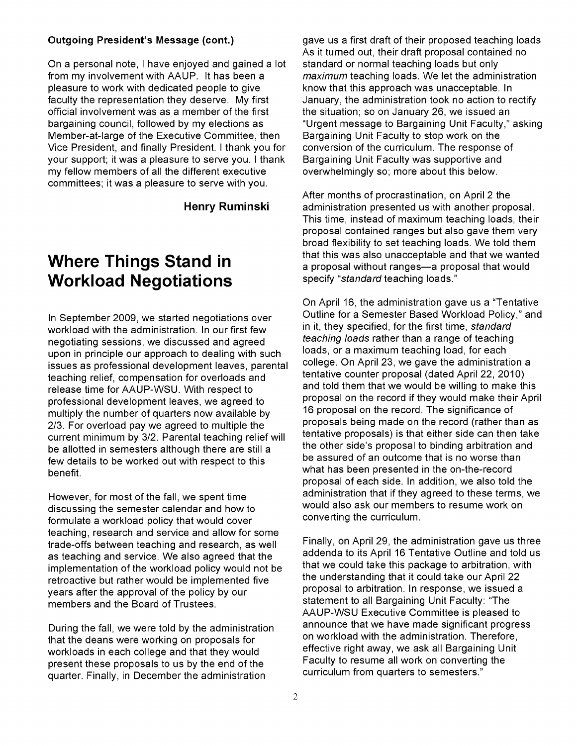**Outgoing President's Message (cont.)**

On a personal note, I have enjoyed and gained a lot from my involvement with AAUP. It has been a pleasure to work with dedicated people to give faculty the representation they deserve. My first official involvement was as a member of the first bargaining council, followed by my elections as Member-at-large of the Executive Committee, then Vice President, and finally President. I thank you for your support; it was a pleasure to serve you. I thank my fellow members of all the different executive committees; it was a pleasure to serve with you.

**Henry Ruminski**

# Where Things Stand in Workload Negotiations

In September 2009, we started negotiations over workload with the administration. In our first few negotiating sessions, we discussed and agreed upon in principle our approach to dealing with such issues as professional development leaves, parental teaching relief, compensation for overloads and release time for AAUP-WSU. With respect to professional development leaves, we agreed to multiply the number of quarters now available by 2/3. For overload pay we agreed to multiple the current minimum by 3/2. Parental teaching relief will be allotted in semesters although there are still a few details to be worked out with respect to this benefit.

However, for most of the fall, we spent time discussing the semester calendar and how to formulate a workload policy that would cover teaching, research and service and allow for some trade-offs between teaching and research, as well as teaching and service. We also agreed that the implementation of the workload policy would not be retroactive but rather would be implemented five years after the approval of the policy by our members and the Board of Trustees.

During the fall, we were told by the administration that the deans were working on proposals for workloads in each college and that they would present these proposals to us by the end of the quarter. Finally, in December the administration gave us a first draft of their proposed teaching loads As it turned out, their draft proposal contained no standard or normal teaching loads but only *maximum* teaching loads. We let the administration know that this approach was unacceptable. In January, the administration took no action to rectify the situation; so on January 26, we issued an "Urgent message to Bargaining Unit Faculty," asking Bargaining Unit Faculty to stop work on the conversion of the curriculum. The response of Bargaining Unit Faculty was supportive and overwhelmingly so; more about this below.

After months of procrastination, on April 2 the administration presented us with another proposal. This time, instead of maximum teaching loads, their proposal contained ranges but also gave them very broad flexibility to set teaching loads. We told them that this was also unacceptable and that we wanted a proposal without ranges—a proposal that would specify "*standard* teaching loads."

On April 16, the administration gave us a "Tentative Outline for a Semester Based Workload Policy," and in it, they specified, for the first time, *standard teaching loads* rather than a range of teaching loads, or a maximum teaching load, for each college. On April 23, we gave the administration a tentative counter proposal (dated April 22, 2010) and told them that we would be willing to make this proposal on the record if they would make their April 16 proposal on the record. The significance of proposals being made on the record (rather than as tentative proposals) is that either side can then take the other side's proposal to binding arbitration and be assured of an outcome that is no worse than what has been presented in the on-the-record proposal of each side. In addition, we also told the administration that if they agreed to these terms, we would also ask our members to resume work on converting the curriculum.

Finally, on April 29, the administration gave us three addenda to its April 16 Tentative Outline and told us that we could take this package to arbitration, with the understanding that it could take our April 22 proposal to arbitration. In response, we issued a statement to all Bargaining Unit Faculty: "The AAUP-WSU Executive Committee is pleased to announce that we have made significant progress on workload with the administration. Therefore, effective right away, we ask all Bargaining Unit Faculty to resume all work on converting the curriculum from quarters to semesters."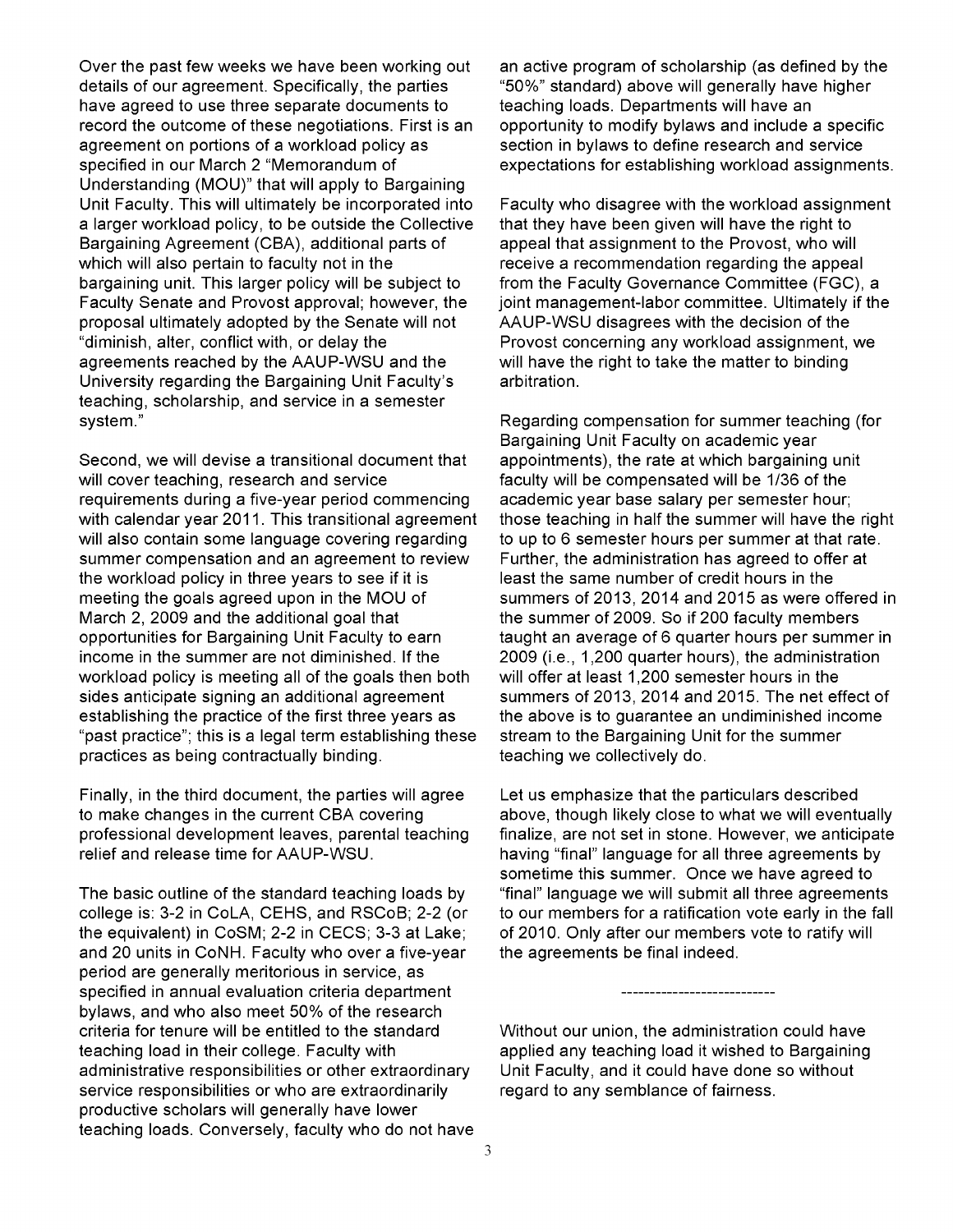Over the past few weeks we have been working out details of our agreement. Specifically, the parties have agreed to use three separate documents to record the outcome of these negotiations. First is an agreement on portions of a workload policy as specified in our March 2 "Memorandum of Understanding (MOU)" that will apply to Bargaining Unit Faculty. This will ultimately be incorporated into a larger workload policy, to be outside the Collective Bargaining Agreement (CBA), additional parts of which will also pertain to faculty not in the bargaining unit. This larger policy will be subject to Faculty Senate and Provost approval; however, the proposal ultimately adopted by the Senate will not "diminish, alter, conflict with, or delay the agreements reached by the AAUP-WSU and the University regarding the Bargaining Unit Faculty's teaching, scholarship, and service in a semester system."

Second, we will devise a transitional document that will cover teaching, research and service requirements during a five-year period commencing with calendar year 2011. This transitional agreement will also contain some language covering regarding summer compensation and an agreement to review the workload policy in three years to see if it is meeting the goals agreed upon in the MOU of March 2, 2009 and the additional goal that opportunities for Bargaining Unit Faculty to earn income in the summer are not diminished. If the workload policy is meeting all of the goals then both sides anticipate signing an additional agreement establishing the practice of the first three years as "past practice"; this is a legal term establishing these practices as being contractually binding.

Finally, in the third document, the parties will agree to make changes in the current CBA covering professional development leaves, parental teaching relief and release time for AAUP-WSU.

The basic outline of the standard teaching loads by college is: 3-2 in CoLA, CEHS, and RSCoB; 2-2 (or the equivalent) in CoSM; 2-2 in CECS; 3-3 at Lake; and 20 units in CoNH. Faculty who over a five-year period are generally meritorious in service, as specified in annual evaluation criteria department bylaws, and who also meet 50% of the research criteria for tenure will be entitled to the standard teaching load in their college. Faculty with administrative responsibilities or other extraordinary service responsibilities or who are extraordinarily productive scholars will generally have lower teaching loads. Conversely, faculty who do not have an active program of scholarship (as defined by the "50%" standard) above will generally have higher teaching loads. Departments will have an opportunity to modify bylaws and include a specific section in bylaws to define research and service expectations for establishing workload assignments.

Faculty who disagree with the workload assignment that they have been given will have the right to appeal that assignment to the Provost, who will receive a recommendation regarding the appeal from the Faculty Governance Committee (FGC), a joint management-labor committee. Ultimately if the AAUP-WSU disagrees with the decision of the Provost concerning any workload assignment, we will have the right to take the matter to binding arbitration.

Regarding compensation for summer teaching (for Bargaining Unit Faculty on academic year appointments), the rate at which bargaining unit faculty will be compensated will be 1/36 of the academic year base salary per semester hour; those teaching in half the summer will have the right to up to 6 semester hours per summer at that rate. Further, the administration has agreed to offer at least the same number of credit hours in the summers of 2013, 2014 and 2015 as were offered in the summer of 2009. So if 200 faculty members taught an average of 6 quarter hours per summer in 2009 (i.e., 1,200 quarter hours), the administration will offer at least 1,200 semester hours in the summers of 2013, 2014 and 2015. The net effect of the above is to guarantee an undiminished income stream to the Bargaining Unit for the summer teaching we collectively do.

Let us emphasize that the particulars described above, though likely close to what we will eventually finalize, are not set in stone. However, we anticipate having "final" language for all three agreements by sometime this summer. Once we have agreed to "final" language we will submit all three agreements to our members for a ratification vote early in the fall of 2010. Only after our members vote to ratify will the agreements be final indeed.

---------------------------

Without our union, the administration could have applied any teaching load it wished to Bargaining Unit Faculty, and it could have done so without regard to any semblance of fairness.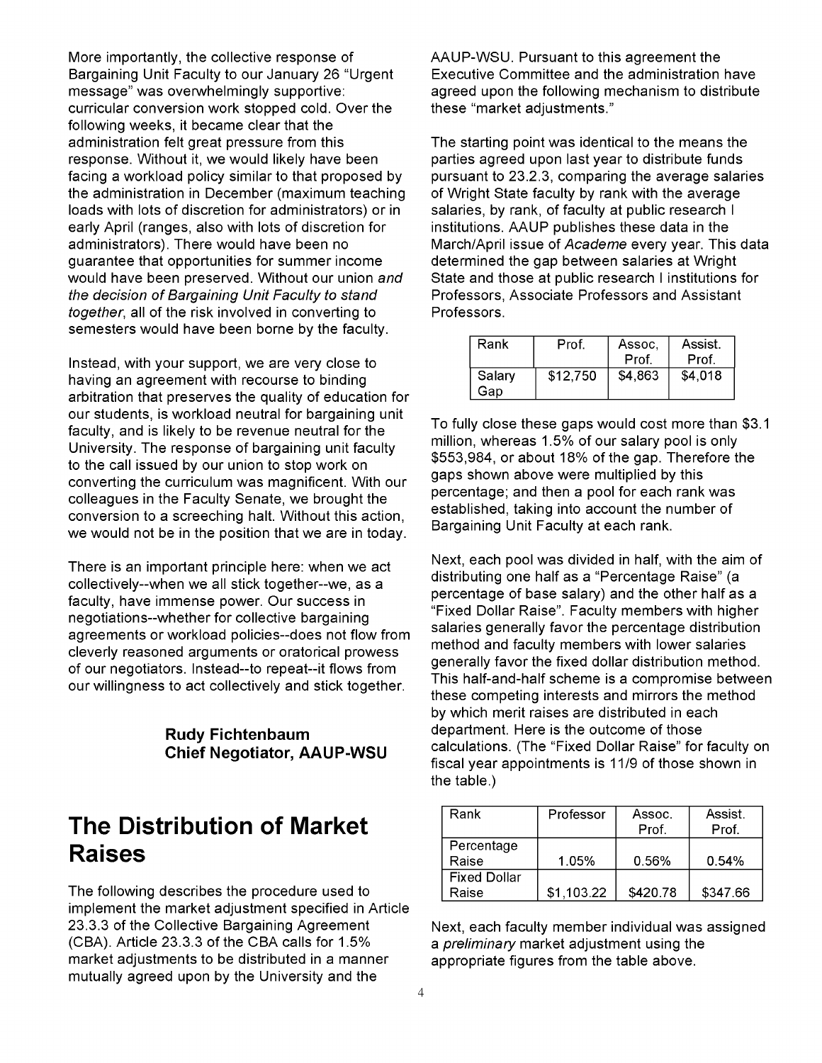More importantly, the collective response of Bargaining Unit Faculty to our January 26 "Urgent message" was overwhelmingly supportive: curricular conversion work stopped cold. Over the following weeks, it became clear that the administration felt great pressure from this response. Without it, we would likely have been facing a workload policy similar to that proposed by the administration in December (maximum teaching loads with lots of discretion for administrators) or in early April (ranges, also with lots of discretion for administrators). There would have been no guarantee that opportunities for summer income would have been preserved. Without our union *and the decision of Bargaining Unit Faculty to stand together*, all of the risk involved in converting to semesters would have been borne by the faculty.

Instead, with your support, we are very close to having an agreement with recourse to binding arbitration that preserves the quality of education for our students, is workload neutral for bargaining unit faculty, and is likely to be revenue neutral for the University. The response of bargaining unit faculty to the call issued by our union to stop work on converting the curriculum was magnificent. With our colleagues in the Faculty Senate, we brought the conversion to a screeching halt. Without this action, we would not be in the position that we are in today.

There is an important principle here: when we act collectively--when we all stick together--we, as a faculty, have immense power. Our success in negotiations--whether for collective bargaining agreements or workload policies--does not flow from cleverly reasoned arguments or oratorical prowess of our negotiators. Instead--to repeat--it flows from our willingness to act collectively and stick together.

**Rudy Fichtenbaum**
**Chief Negotiator, AAUP-WSU**

# The Distribution of Market Raises

The following describes the procedure used to implement the market adjustment specified in Article 23.3.3 of the Collective Bargaining Agreement (CBA). Article 23.3.3 of the CBA calls for 1.5% market adjustments to be distributed in a manner mutually agreed upon by the University and the AAUP-WSU. Pursuant to this agreement the Executive Committee and the administration have agreed upon the following mechanism to distribute these "market adjustments."

The starting point was identical to the means the parties agreed upon last year to distribute funds pursuant to 23.2.3, comparing the average salaries of Wright State faculty by rank with the average salaries, by rank, of faculty at public research I institutions. AAUP publishes these data in the March/April issue of *Academe* every year. This data determined the gap between salaries at Wright State and those at public research I institutions for Professors, Associate Professors and Assistant Professors.

| Rank | Prof. | Assoc, Prof. | Assist. Prof. |
|---|---|---|---|
| Salary Gap | $12,750 | $4,863 | $4,018 |

To fully close these gaps would cost more than $3.1 million, whereas 1.5% of our salary pool is only $553,984, or about 18% of the gap. Therefore the gaps shown above were multiplied by this percentage; and then a pool for each rank was established, taking into account the number of Bargaining Unit Faculty at each rank.

Next, each pool was divided in half, with the aim of distributing one half as a "Percentage Raise" (a percentage of base salary) and the other half as a "Fixed Dollar Raise". Faculty members with higher salaries generally favor the percentage distribution method and faculty members with lower salaries generally favor the fixed dollar distribution method. This half-and-half scheme is a compromise between these competing interests and mirrors the method by which merit raises are distributed in each department. Here is the outcome of those calculations. (The "Fixed Dollar Raise" for faculty on fiscal year appointments is 11/9 of those shown in the table.)

| Rank | Professor | Assoc. Prof. | Assist. Prof. |
|---|---|---|---|
| Percentage Raise | 1.05% | 0.56% | 0.54% |
| Fixed Dollar Raise | $1,103.22 | $420.78 | $347.66 |

Next, each faculty member individual was assigned a *preliminary* market adjustment using the appropriate figures from the table above.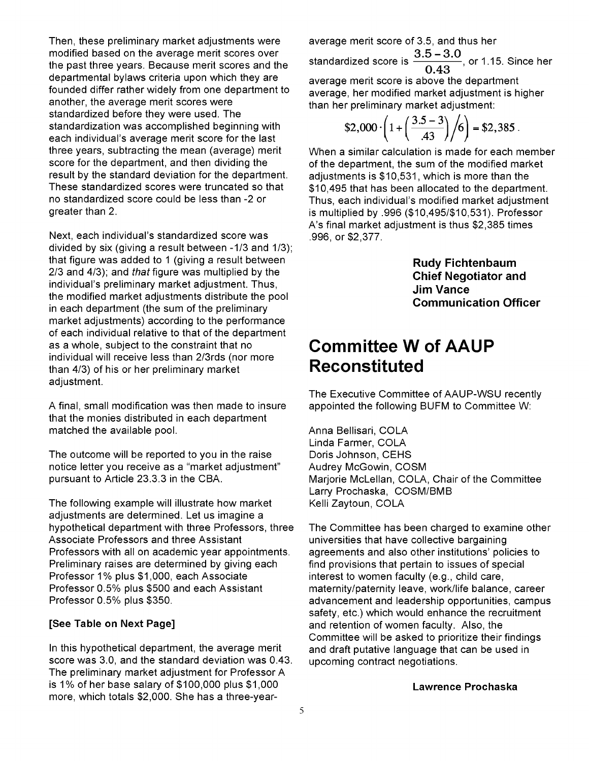Then, these preliminary market adjustments were modified based on the average merit scores over the past three years. Because merit scores and the departmental bylaws criteria upon which they are founded differ rather widely from one department to another, the average merit scores were standardized before they were used. The standardization was accomplished beginning with each individual's average merit score for the last three years, subtracting the mean (average) merit score for the department, and then dividing the result by the standard deviation for the department. These standardized scores were truncated so that no standardized score could be less than -2 or greater than 2.

Next, each individual's standardized score was divided by six (giving a result between -1/3 and 1/3); that figure was added to 1 (giving a result between 2/3 and 4/3); and *that* figure was multiplied by the individual's preliminary market adjustment. Thus, the modified market adjustments distribute the pool in each department (the sum of the preliminary market adjustments) according to the performance of each individual relative to that of the department as a whole, subject to the constraint that no individual will receive less than 2/3rds (nor more than 4/3) of his or her preliminary market adjustment.

A final, small modification was then made to insure that the monies distributed in each department matched the available pool.

The outcome will be reported to you in the raise notice letter you receive as a "market adjustment" pursuant to Article 23.3.3 in the CBA.

The following example will illustrate how market adjustments are determined. Let us imagine a hypothetical department with three Professors, three Associate Professors and three Assistant Professors with all on academic year appointments. Preliminary raises are determined by giving each Professor 1% plus $1,000, each Associate Professor 0.5% plus $500 and each Assistant Professor 0.5% plus $350.

**[See Table on Next Page]**

In this hypothetical department, the average merit score was 3.0, and the standard deviation was 0.43. The preliminary market adjustment for Professor A is 1% of her base salary of $100,000 plus $1,000 more, which totals $2,000. She has a three-year-average merit score of 3.5, and thus her standardized score is $\frac{3.5-3.0}{0.43}$, or 1.15. Since her average merit score is above the department average, her modified market adjustment is higher than her preliminary market adjustment:

$$\$2{,}000 \cdot \left(1 + \left(\frac{3.5-3}{.43}\right) \Big/ 6\right) = \$2{,}385.$$

When a similar calculation is made for each member of the department, the sum of the modified market adjustments is $10,531, which is more than the $10,495 that has been allocated to the department. Thus, each individual's modified market adjustment is multiplied by .996 ($10,495/$10,531). Professor A's final market adjustment is thus $2,385 times .996, or $2,377.

**Rudy Fichtenbaum**
**Chief Negotiator and**
**Jim Vance**
**Communication Officer**

# Committee W of AAUP Reconstituted

The Executive Committee of AAUP-WSU recently appointed the following BUFM to Committee W:

Anna Bellisari, COLA
Linda Farmer, COLA
Doris Johnson, CEHS
Audrey McGowin, COSM
Marjorie McLellan, COLA, Chair of the Committee
Larry Prochaska, COSM/BMB
Kelli Zaytoun, COLA

The Committee has been charged to examine other universities that have collective bargaining agreements and also other institutions' policies to find provisions that pertain to issues of special interest to women faculty (e.g., child care, maternity/paternity leave, work/life balance, career advancement and leadership opportunities, campus safety, etc.) which would enhance the recruitment and retention of women faculty. Also, the Committee will be asked to prioritize their findings and draft putative language that can be used in upcoming contract negotiations.

**Lawrence Prochaska**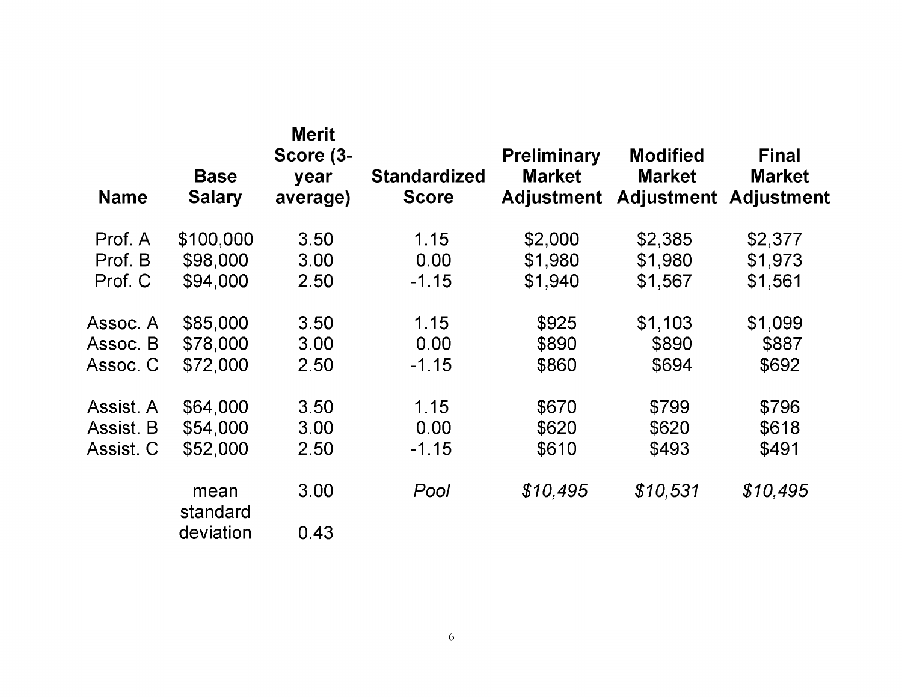| Name | Base Salary | Merit Score (3-year average) | Standardized Score | Preliminary Market Adjustment | Modified Market Adjustment | Final Market Adjustment |
|---|---|---|---|---|---|---|
| Prof. A | $100,000 | 3.50 | 1.15 | $2,000 | $2,385 | $2,377 |
| Prof. B | $98,000 | 3.00 | 0.00 | $1,980 | $1,980 | $1,973 |
| Prof. C | $94,000 | 2.50 | -1.15 | $1,940 | $1,567 | $1,561 |
| | | | | | | |
| Assoc. A | $85,000 | 3.50 | 1.15 | $925 | $1,103 | $1,099 |
| Assoc. B | $78,000 | 3.00 | 0.00 | $890 | $890 | $887 |
| Assoc. C | $72,000 | 2.50 | -1.15 | $860 | $694 | $692 |
| | | | | | | |
| Assist. A | $64,000 | 3.50 | 1.15 | $670 | $799 | $796 |
| Assist. B | $54,000 | 3.00 | 0.00 | $620 | $620 | $618 |
| Assist. C | $52,000 | 2.50 | -1.15 | $610 | $493 | $491 |
| | | | | | | |
| | mean | 3.00 | *Pool* | *$10,495* | *$10,531* | *$10,495* |
| | standard deviation | 0.43 | | | | |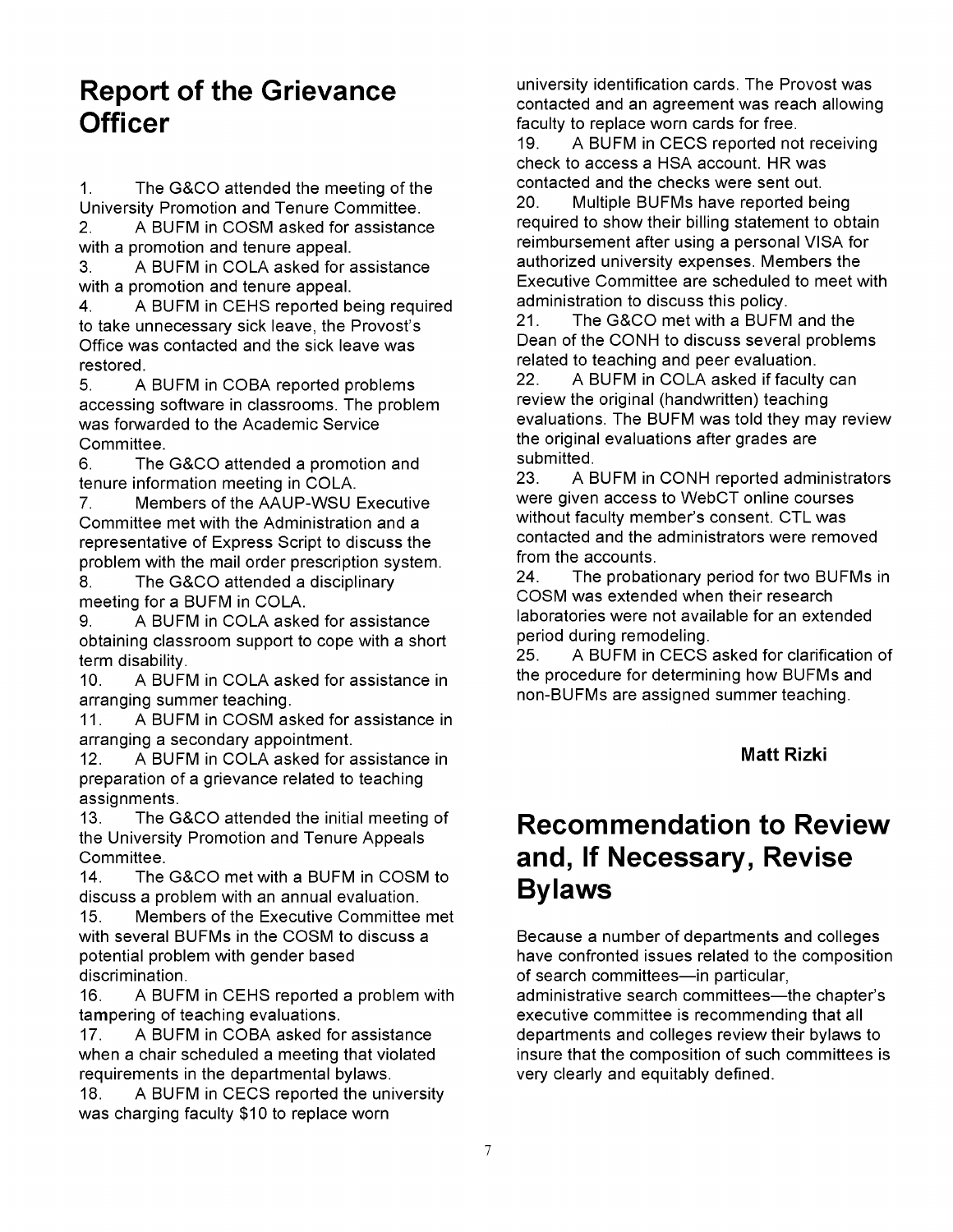# Report of the Grievance Officer

1. The G&CO attended the meeting of the University Promotion and Tenure Committee.
2. A BUFM in COSM asked for assistance with a promotion and tenure appeal.
3. A BUFM in COLA asked for assistance with a promotion and tenure appeal.
4. A BUFM in CEHS reported being required to take unnecessary sick leave, the Provost's Office was contacted and the sick leave was restored.
5. A BUFM in COBA reported problems accessing software in classrooms. The problem was forwarded to the Academic Service Committee.
6. The G&CO attended a promotion and tenure information meeting in COLA.
7. Members of the AAUP-WSU Executive Committee met with the Administration and a representative of Express Script to discuss the problem with the mail order prescription system.
8. The G&CO attended a disciplinary meeting for a BUFM in COLA.
9. A BUFM in COLA asked for assistance obtaining classroom support to cope with a short term disability.
10. A BUFM in COLA asked for assistance in arranging summer teaching.
11. A BUFM in COSM asked for assistance in arranging a secondary appointment.
12. A BUFM in COLA asked for assistance in preparation of a grievance related to teaching assignments.
13. The G&CO attended the initial meeting of the University Promotion and Tenure Appeals Committee.
14. The G&CO met with a BUFM in COSM to discuss a problem with an annual evaluation.
15. Members of the Executive Committee met with several BUFMs in the COSM to discuss a potential problem with gender based discrimination.
16. A BUFM in CEHS reported a problem with tampering of teaching evaluations.
17. A BUFM in COBA asked for assistance when a chair scheduled a meeting that violated requirements in the departmental bylaws.
18. A BUFM in CECS reported the university was charging faculty $10 to replace worn university identification cards. The Provost was contacted and an agreement was reach allowing faculty to replace worn cards for free.
19. A BUFM in CECS reported not receiving check to access a HSA account. HR was contacted and the checks were sent out.
20. Multiple BUFMs have reported being required to show their billing statement to obtain reimbursement after using a personal VISA for authorized university expenses. Members the Executive Committee are scheduled to meet with administration to discuss this policy.
21. The G&CO met with a BUFM and the Dean of the CONH to discuss several problems related to teaching and peer evaluation.
22. A BUFM in COLA asked if faculty can review the original (handwritten) teaching evaluations. The BUFM was told they may review the original evaluations after grades are submitted.
23. A BUFM in CONH reported administrators were given access to WebCT online courses without faculty member's consent. CTL was contacted and the administrators were removed from the accounts.
24. The probationary period for two BUFMs in COSM was extended when their research laboratories were not available for an extended period during remodeling.
25. A BUFM in CECS asked for clarification of the procedure for determining how BUFMs and non-BUFMs are assigned summer teaching.

**Matt Rizki**

# Recommendation to Review and, If Necessary, Revise Bylaws

Because a number of departments and colleges have confronted issues related to the composition of search committees—in particular, administrative search committees—the chapter's executive committee is recommending that all departments and colleges review their bylaws to insure that the composition of such committees is very clearly and equitably defined.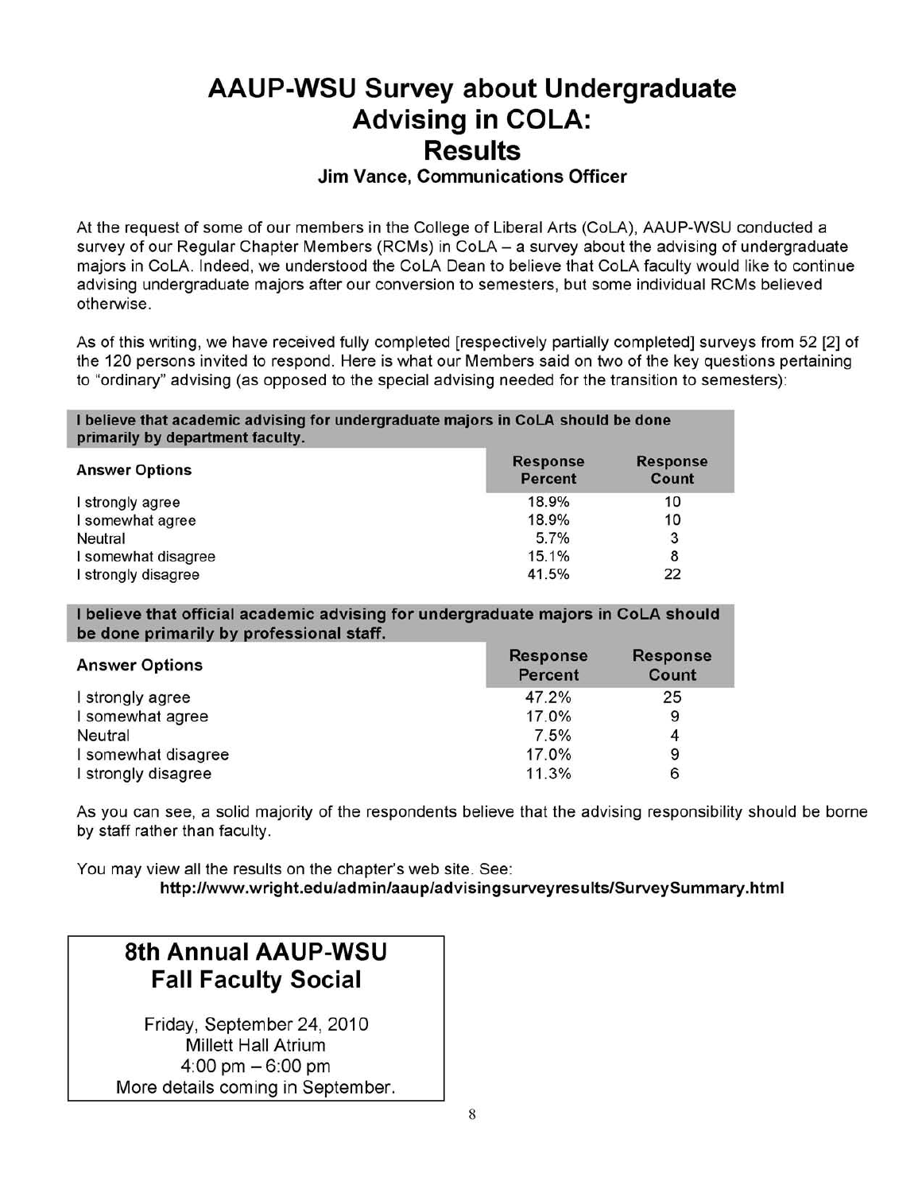# AAUP-WSU Survey about Undergraduate Advising in COLA: Results

**Jim Vance, Communications Officer**

At the request of some of our members in the College of Liberal Arts (CoLA), AAUP-WSU conducted a survey of our Regular Chapter Members (RCMs) in CoLA – a survey about the advising of undergraduate majors in CoLA. Indeed, we understood the CoLA Dean to believe that CoLA faculty would like to continue advising undergraduate majors after our conversion to semesters, but some individual RCMs believed otherwise.

As of this writing, we have received fully completed [respectively partially completed] surveys from 52 [2] of the 120 persons invited to respond. Here is what our Members said on two of the key questions pertaining to "ordinary" advising (as opposed to the special advising needed for the transition to semesters):

**I believe that academic advising for undergraduate majors in CoLA should be done primarily by department faculty.**

| Answer Options | Response Percent | Response Count |
|---|---|---|
| I strongly agree | 18.9% | 10 |
| I somewhat agree | 18.9% | 10 |
| Neutral | 5.7% | 3 |
| I somewhat disagree | 15.1% | 8 |
| I strongly disagree | 41.5% | 22 |

**I believe that official academic advising for undergraduate majors in CoLA should be done primarily by professional staff.**

| Answer Options | Response Percent | Response Count |
|---|---|---|
| I strongly agree | 47.2% | 25 |
| I somewhat agree | 17.0% | 9 |
| Neutral | 7.5% | 4 |
| I somewhat disagree | 17.0% | 9 |
| I strongly disagree | 11.3% | 6 |

As you can see, a solid majority of the respondents believe that the advising responsibility should be borne by staff rather than faculty.

You may view all the results on the chapter's web site. See:

**http://www.wright.edu/admin/aaup/advisingsurveyresults/SurveySummary.html**

## 8th Annual AAUP-WSU Fall Faculty Social

Friday, September 24, 2010
Millett Hall Atrium
4:00 pm – 6:00 pm
More details coming in September.